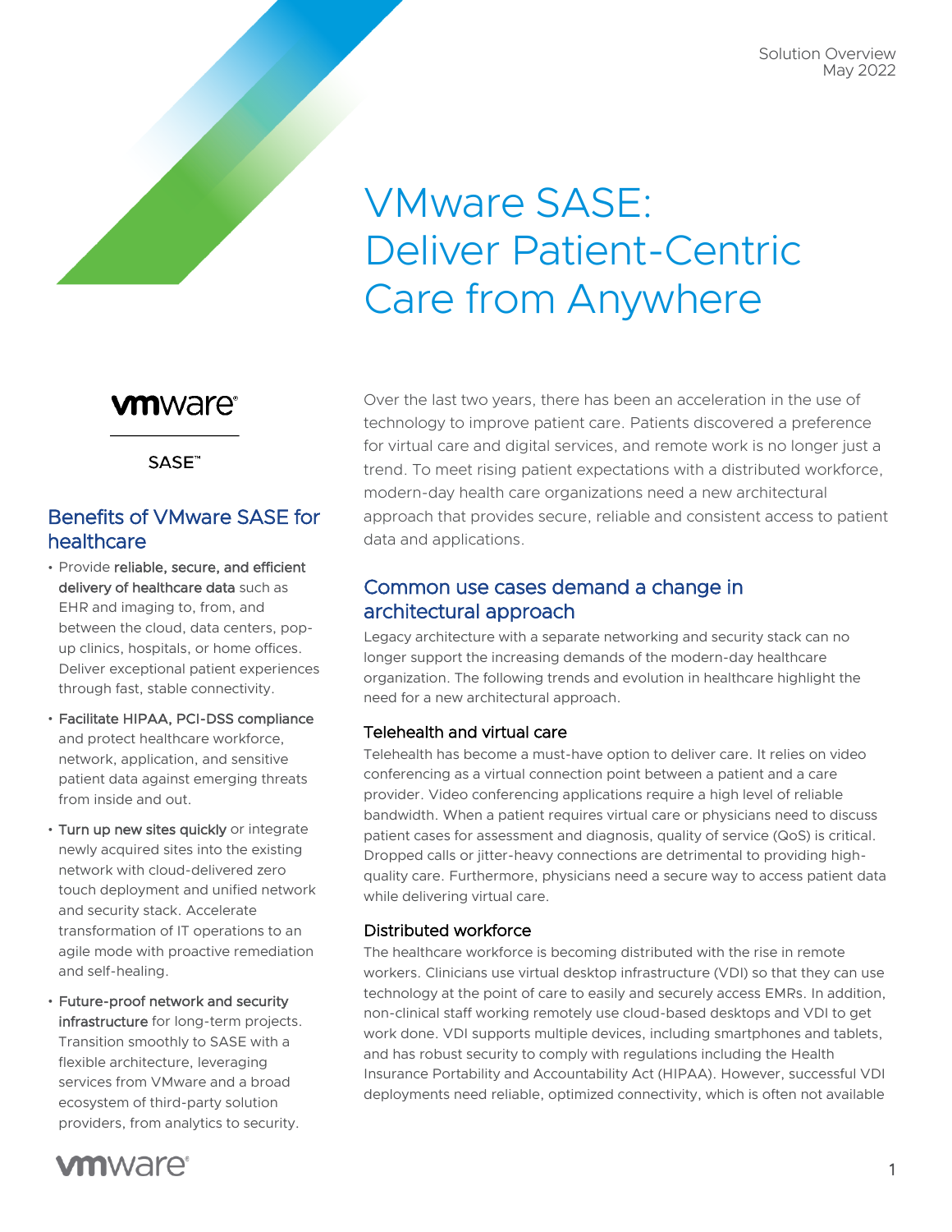Solution Overview
May 2022

# VMware SASE: Deliver Patient-Centric Care from Anywhere

Over the last two years, there has been an acceleration in the use of technology to improve patient care. Patients discovered a preference for virtual care and digital services, and remote work is no longer just a trend. To meet rising patient expectations with a distributed workforce, modern-day health care organizations need a new architectural approach that provides secure, reliable and consistent access to patient data and applications.

## Common use cases demand a change in architectural approach

Legacy architecture with a separate networking and security stack can no longer support the increasing demands of the modern-day healthcare organization. The following trends and evolution in healthcare highlight the need for a new architectural approach.

### Telehealth and virtual care

Telehealth has become a must-have option to deliver care. It relies on video conferencing as a virtual connection point between a patient and a care provider. Video conferencing applications require a high level of reliable bandwidth. When a patient requires virtual care or physicians need to discuss patient cases for assessment and diagnosis, quality of service (QoS) is critical. Dropped calls or jitter-heavy connections are detrimental to providing high-quality care. Furthermore, physicians need a secure way to access patient data while delivering virtual care.

### Distributed workforce

The healthcare workforce is becoming distributed with the rise in remote workers. Clinicians use virtual desktop infrastructure (VDI) so that they can use technology at the point of care to easily and securely access EMRs. In addition, non-clinical staff working remotely use cloud-based desktops and VDI to get work done. VDI supports multiple devices, including smartphones and tablets, and has robust security to comply with regulations including the Health Insurance Portability and Accountability Act (HIPAA). However, successful VDI deployments need reliable, optimized connectivity, which is often not available

---

vmware SASE™

## Benefits of VMware SASE for healthcare

- Provide **reliable, secure, and efficient delivery of healthcare data** such as EHR and imaging to, from, and between the cloud, data centers, pop-up clinics, hospitals, or home offices. Deliver exceptional patient experiences through fast, stable connectivity.
- **Facilitate HIPAA, PCI-DSS compliance** and protect healthcare workforce, network, application, and sensitive patient data against emerging threats from inside and out.
- **Turn up new sites quickly** or integrate newly acquired sites into the existing network with cloud-delivered zero touch deployment and unified network and security stack. Accelerate transformation of IT operations to an agile mode with proactive remediation and self-healing.
- **Future-proof network and security infrastructure** for long-term projects. Transition smoothly to SASE with a flexible architecture, leveraging services from VMware and a broad ecosystem of third-party solution providers, from analytics to security.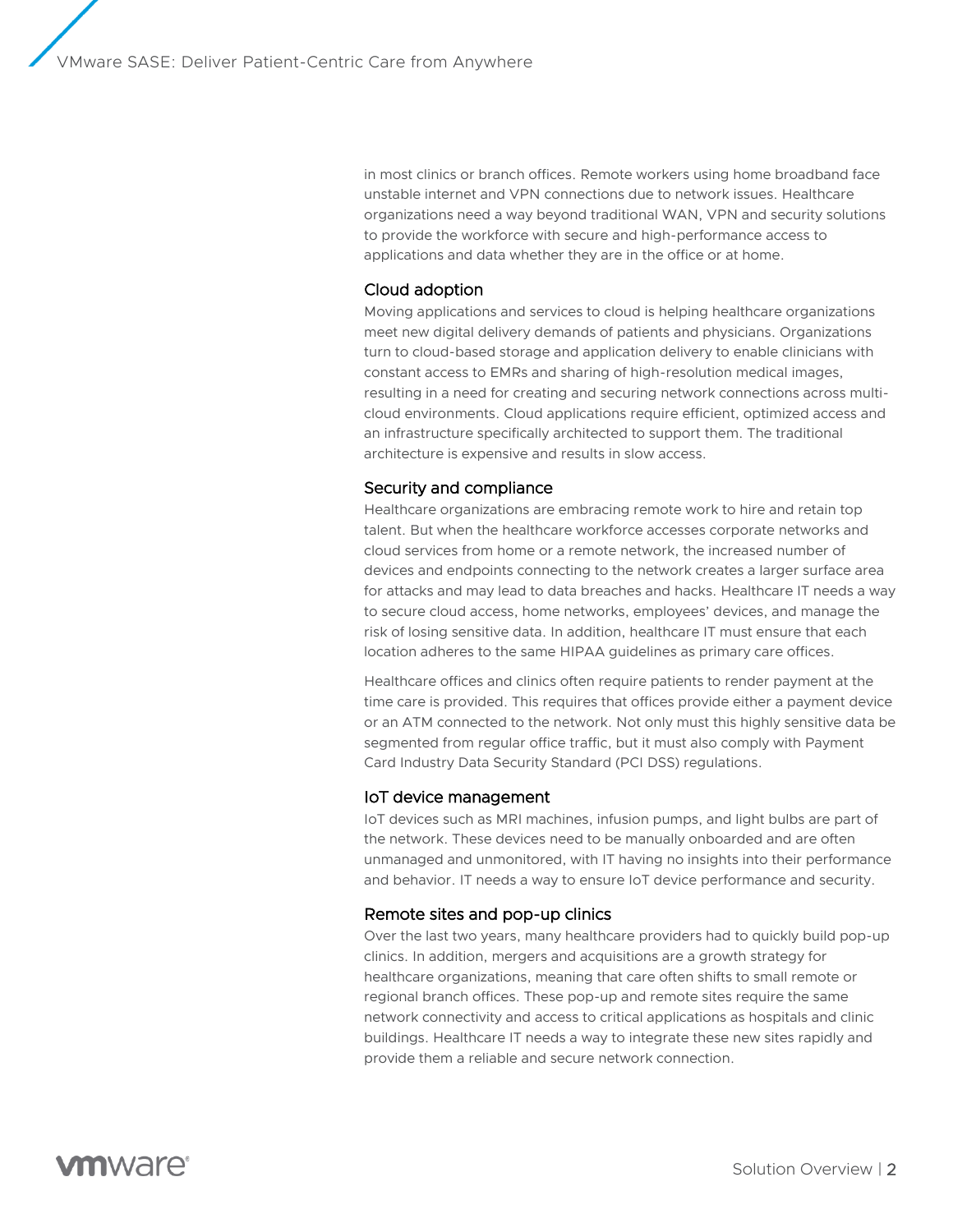in most clinics or branch offices. Remote workers using home broadband face unstable internet and VPN connections due to network issues. Healthcare organizations need a way beyond traditional WAN, VPN and security solutions to provide the workforce with secure and high-performance access to applications and data whether they are in the office or at home.

### Cloud adoption

Moving applications and services to cloud is helping healthcare organizations meet new digital delivery demands of patients and physicians. Organizations turn to cloud-based storage and application delivery to enable clinicians with constant access to EMRs and sharing of high-resolution medical images, resulting in a need for creating and securing network connections across multi-cloud environments. Cloud applications require efficient, optimized access and an infrastructure specifically architected to support them. The traditional architecture is expensive and results in slow access.

### Security and compliance

Healthcare organizations are embracing remote work to hire and retain top talent. But when the healthcare workforce accesses corporate networks and cloud services from home or a remote network, the increased number of devices and endpoints connecting to the network creates a larger surface area for attacks and may lead to data breaches and hacks. Healthcare IT needs a way to secure cloud access, home networks, employees' devices, and manage the risk of losing sensitive data. In addition, healthcare IT must ensure that each location adheres to the same HIPAA guidelines as primary care offices.

Healthcare offices and clinics often require patients to render payment at the time care is provided. This requires that offices provide either a payment device or an ATM connected to the network. Not only must this highly sensitive data be segmented from regular office traffic, but it must also comply with Payment Card Industry Data Security Standard (PCI DSS) regulations.

### IoT device management

IoT devices such as MRI machines, infusion pumps, and light bulbs are part of the network. These devices need to be manually onboarded and are often unmanaged and unmonitored, with IT having no insights into their performance and behavior. IT needs a way to ensure IoT device performance and security.

### Remote sites and pop-up clinics

Over the last two years, many healthcare providers had to quickly build pop-up clinics. In addition, mergers and acquisitions are a growth strategy for healthcare organizations, meaning that care often shifts to small remote or regional branch offices. These pop-up and remote sites require the same network connectivity and access to critical applications as hospitals and clinic buildings. Healthcare IT needs a way to integrate these new sites rapidly and provide them a reliable and secure network connection.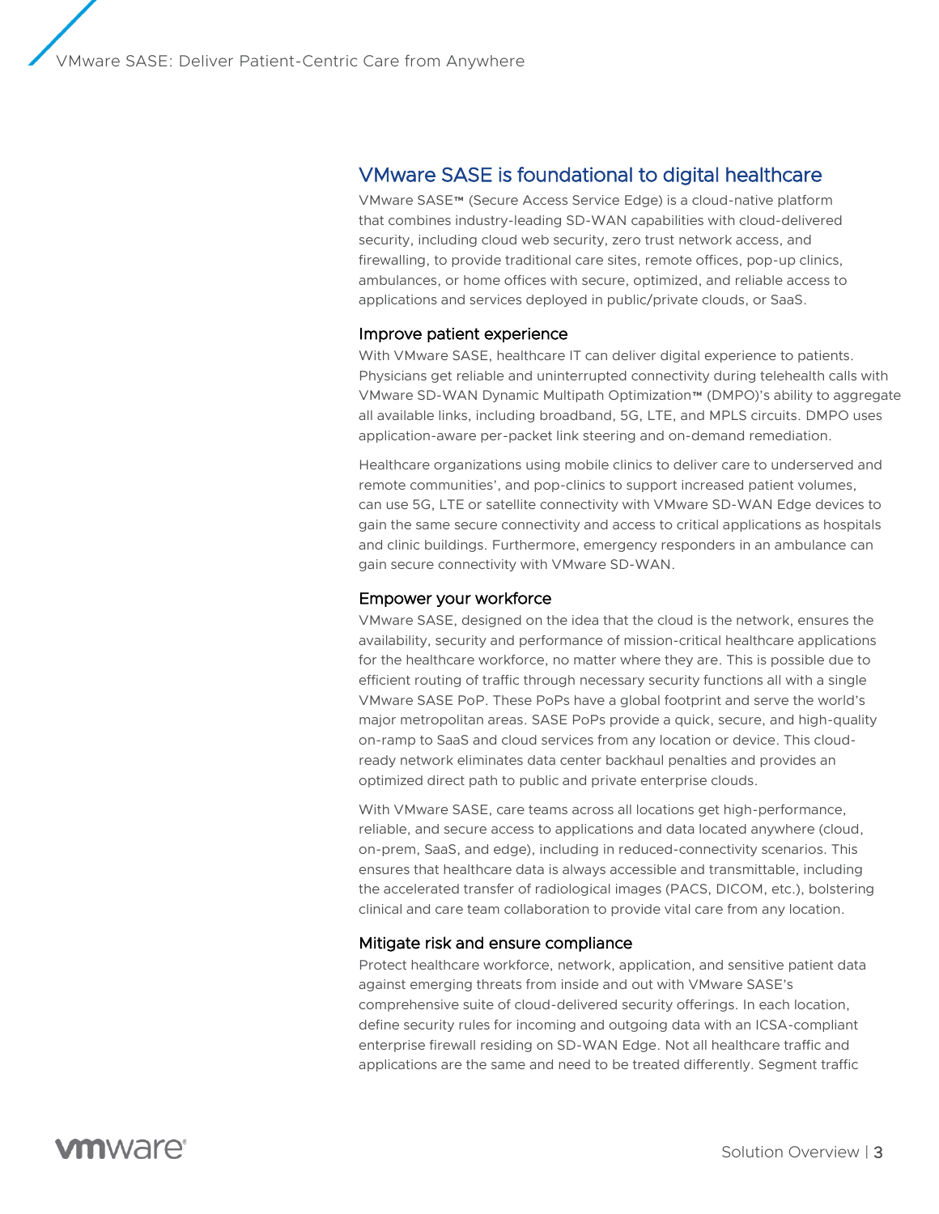## VMware SASE is foundational to digital healthcare

VMware SASE™ (Secure Access Service Edge) is a cloud-native platform that combines industry-leading SD-WAN capabilities with cloud-delivered security, including cloud web security, zero trust network access, and firewalling, to provide traditional care sites, remote offices, pop-up clinics, ambulances, or home offices with secure, optimized, and reliable access to applications and services deployed in public/private clouds, or SaaS.

### Improve patient experience

With VMware SASE, healthcare IT can deliver digital experience to patients. Physicians get reliable and uninterrupted connectivity during telehealth calls with VMware SD-WAN Dynamic Multipath Optimization™ (DMPO)'s ability to aggregate all available links, including broadband, 5G, LTE, and MPLS circuits. DMPO uses application-aware per-packet link steering and on-demand remediation.

Healthcare organizations using mobile clinics to deliver care to underserved and remote communities', and pop-clinics to support increased patient volumes, can use 5G, LTE or satellite connectivity with VMware SD-WAN Edge devices to gain the same secure connectivity and access to critical applications as hospitals and clinic buildings. Furthermore, emergency responders in an ambulance can gain secure connectivity with VMware SD-WAN.

### Empower your workforce

VMware SASE, designed on the idea that the cloud is the network, ensures the availability, security and performance of mission-critical healthcare applications for the healthcare workforce, no matter where they are. This is possible due to efficient routing of traffic through necessary security functions all with a single VMware SASE PoP. These PoPs have a global footprint and serve the world's major metropolitan areas. SASE PoPs provide a quick, secure, and high-quality on-ramp to SaaS and cloud services from any location or device. This cloud-ready network eliminates data center backhaul penalties and provides an optimized direct path to public and private enterprise clouds.

With VMware SASE, care teams across all locations get high-performance, reliable, and secure access to applications and data located anywhere (cloud, on-prem, SaaS, and edge), including in reduced-connectivity scenarios. This ensures that healthcare data is always accessible and transmittable, including the accelerated transfer of radiological images (PACS, DICOM, etc.), bolstering clinical and care team collaboration to provide vital care from any location.

### Mitigate risk and ensure compliance

Protect healthcare workforce, network, application, and sensitive patient data against emerging threats from inside and out with VMware SASE's comprehensive suite of cloud-delivered security offerings. In each location, define security rules for incoming and outgoing data with an ICSA-compliant enterprise firewall residing on SD-WAN Edge. Not all healthcare traffic and applications are the same and need to be treated differently. Segment traffic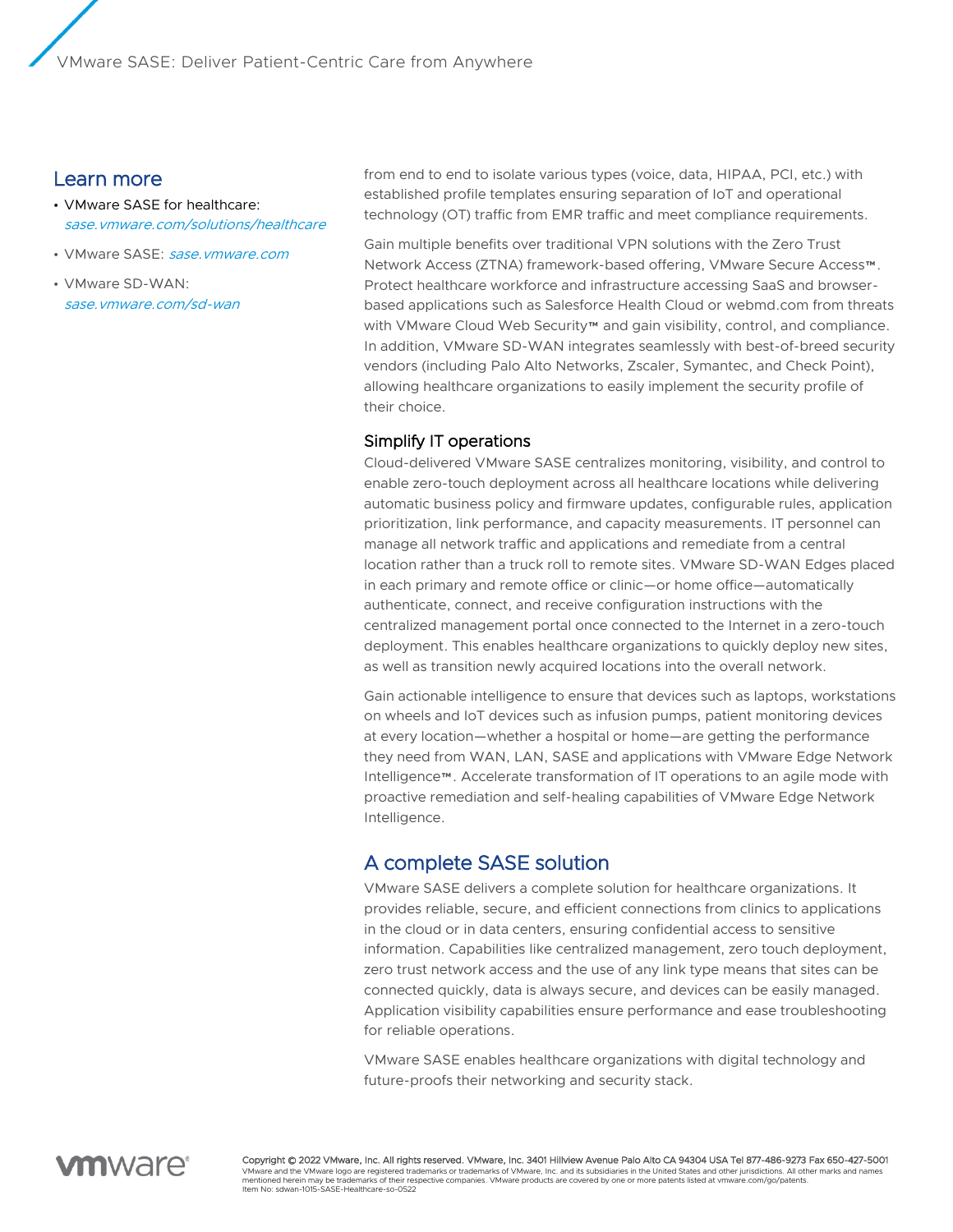## Learn more

- VMware SASE for healthcare: *sase.vmware.com/solutions/healthcare*
- VMware SASE: *sase.vmware.com*
- VMware SD-WAN: *sase.vmware.com/sd-wan*

from end to end to isolate various types (voice, data, HIPAA, PCI, etc.) with established profile templates ensuring separation of IoT and operational technology (OT) traffic from EMR traffic and meet compliance requirements.

Gain multiple benefits over traditional VPN solutions with the Zero Trust Network Access (ZTNA) framework-based offering, VMware Secure Access™. Protect healthcare workforce and infrastructure accessing SaaS and browser-based applications such as Salesforce Health Cloud or webmd.com from threats with VMware Cloud Web Security™ and gain visibility, control, and compliance. In addition, VMware SD-WAN integrates seamlessly with best-of-breed security vendors (including Palo Alto Networks, Zscaler, Symantec, and Check Point), allowing healthcare organizations to easily implement the security profile of their choice.

### Simplify IT operations

Cloud-delivered VMware SASE centralizes monitoring, visibility, and control to enable zero-touch deployment across all healthcare locations while delivering automatic business policy and firmware updates, configurable rules, application prioritization, link performance, and capacity measurements. IT personnel can manage all network traffic and applications and remediate from a central location rather than a truck roll to remote sites. VMware SD-WAN Edges placed in each primary and remote office or clinic—or home office—automatically authenticate, connect, and receive configuration instructions with the centralized management portal once connected to the Internet in a zero-touch deployment. This enables healthcare organizations to quickly deploy new sites, as well as transition newly acquired locations into the overall network.

Gain actionable intelligence to ensure that devices such as laptops, workstations on wheels and IoT devices such as infusion pumps, patient monitoring devices at every location—whether a hospital or home—are getting the performance they need from WAN, LAN, SASE and applications with VMware Edge Network Intelligence™. Accelerate transformation of IT operations to an agile mode with proactive remediation and self-healing capabilities of VMware Edge Network Intelligence.

## A complete SASE solution

VMware SASE delivers a complete solution for healthcare organizations. It provides reliable, secure, and efficient connections from clinics to applications in the cloud or in data centers, ensuring confidential access to sensitive information. Capabilities like centralized management, zero touch deployment, zero trust network access and the use of any link type means that sites can be connected quickly, data is always secure, and devices can be easily managed. Application visibility capabilities ensure performance and ease troubleshooting for reliable operations.

VMware SASE enables healthcare organizations with digital technology and future-proofs their networking and security stack.

Copyright © 2022 VMware, Inc. All rights reserved. VMware, Inc. 3401 Hillview Avenue Palo Alto CA 94304 USA Tel 877-486-9273 Fax 650-427-5001 VMware and the VMware logo are registered trademarks or trademarks of VMware, Inc. and its subsidiaries in the United States and other jurisdictions. All other marks and names mentioned herein may be trademarks of their respective companies. VMware products are covered by one or more patents listed at vmware.com/go/patents. Item No: sdwan-1015-SASE-Healthcare-so-0522